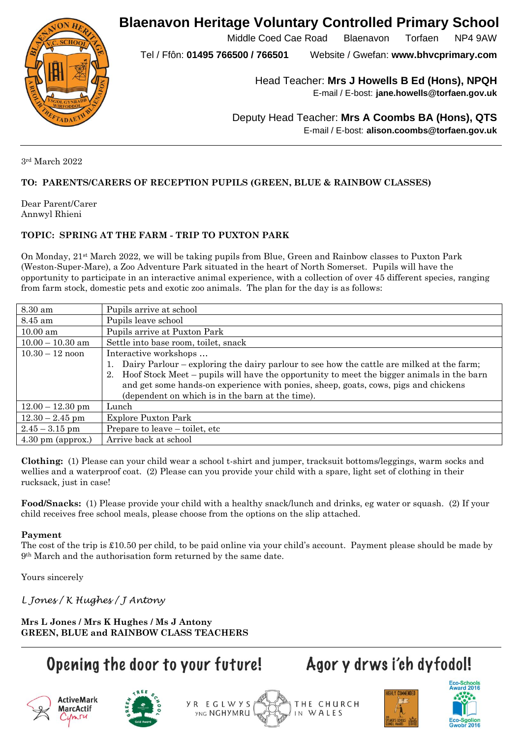# Blaenavon Heritage Voluntary Controlled Primary School

Middle Coed Cae Road Blaenavon Torfaen NP4 9AW

Tel / Ffôn: **01495 766500 / 766501** Website / Gwefan: **www.bhvcprimary.com**

Head Teacher: **Mrs J Howells B Ed (Hons), NPQH**
E-mail / E-bost: **jane.howells@torfaen.gov.uk**

Deputy Head Teacher: **Mrs A Coombs BA (Hons), QTS**
E-mail / E-bost: **alison.coombs@torfaen.gov.uk**

---

3rd March 2022

**TO: PARENTS/CARERS OF RECEPTION PUPILS (GREEN, BLUE & RAINBOW CLASSES)**

Dear Parent/Carer
Annwyl Rhieni

**TOPIC: SPRING AT THE FARM - TRIP TO PUXTON PARK**

On Monday, 21st March 2022, we will be taking pupils from Blue, Green and Rainbow classes to Puxton Park (Weston-Super-Mare), a Zoo Adventure Park situated in the heart of North Somerset. Pupils will have the opportunity to participate in an interactive animal experience, with a collection of over 45 different species, ranging from farm stock, domestic pets and exotic zoo animals. The plan for the day is as follows:

| | |
|---|---|
| 8.30 am | Pupils arrive at school |
| 8.45 am | Pupils leave school |
| 10.00 am | Pupils arrive at Puxton Park |
| 10.00 – 10.30 am | Settle into base room, toilet, snack |
| 10.30 – 12 noon | Interactive workshops … 1. Dairy Parlour – exploring the dairy parlour to see how the cattle are milked at the farm; 2. Hoof Stock Meet – pupils will have the opportunity to meet the bigger animals in the barn and get some hands-on experience with ponies, sheep, goats, cows, pigs and chickens (dependent on which is in the barn at the time). |
| 12.00 – 12.30 pm | Lunch |
| 12.30 – 2.45 pm | Explore Puxton Park |
| 2.45 – 3.15 pm | Prepare to leave – toilet, etc |
| 4.30 pm (approx.) | Arrive back at school |

**Clothing:** (1) Please can your child wear a school t-shirt and jumper, tracksuit bottoms/leggings, warm socks and wellies and a waterproof coat. (2) Please can you provide your child with a spare, light set of clothing in their rucksack, just in case!

**Food/Snacks:** (1) Please provide your child with a healthy snack/lunch and drinks, eg water or squash. (2) If your child receives free school meals, please choose from the options on the slip attached.

**Payment**
The cost of the trip is £10.50 per child, to be paid online via your child's account. Payment please should be made by 9th March and the authorisation form returned by the same date.

Yours sincerely

*L Jones / K Hughes / J Antony*

**Mrs L Jones / Mrs K Hughes / Ms J Antony**
**GREEN, BLUE and RAINBOW CLASS TEACHERS**

---

Opening the door to your future! Agor y drws i'ch dyfodol!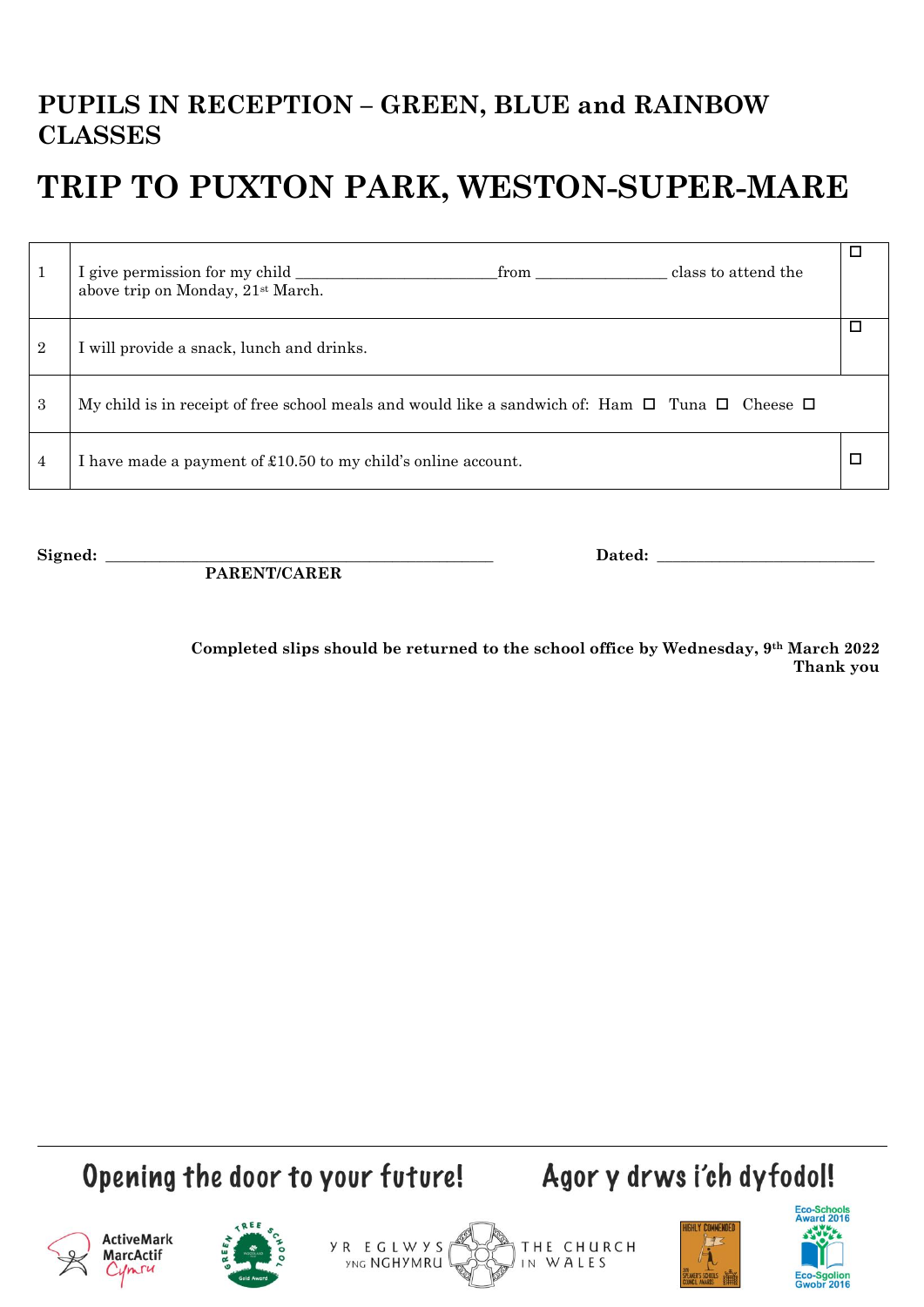## PUPILS IN RECEPTION – GREEN, BLUE and RAINBOW CLASSES

# TRIP TO PUXTON PARK, WESTON-SUPER-MARE

| | | |
|---|---|---|
| 1 | I give permission for my child ________________________ from ________________ class to attend the above trip on Monday, 21st March. | ☐ |
| 2 | I will provide a snack, lunch and drinks. | ☐ |
| 3 | My child is in receipt of free school meals and would like a sandwich of: Ham ☐ Tuna ☐ Cheese ☐ | |
| 4 | I have made a payment of £10.50 to my child's online account. | ☐ |

**Signed:** ______________________________________________ **Dated:** ____________________________

**PARENT/CARER**

**Completed slips should be returned to the school office by Wednesday, 9th March 2022**

**Thank you**

Opening the door to your future! Agor y drws i'ch dyfodol!